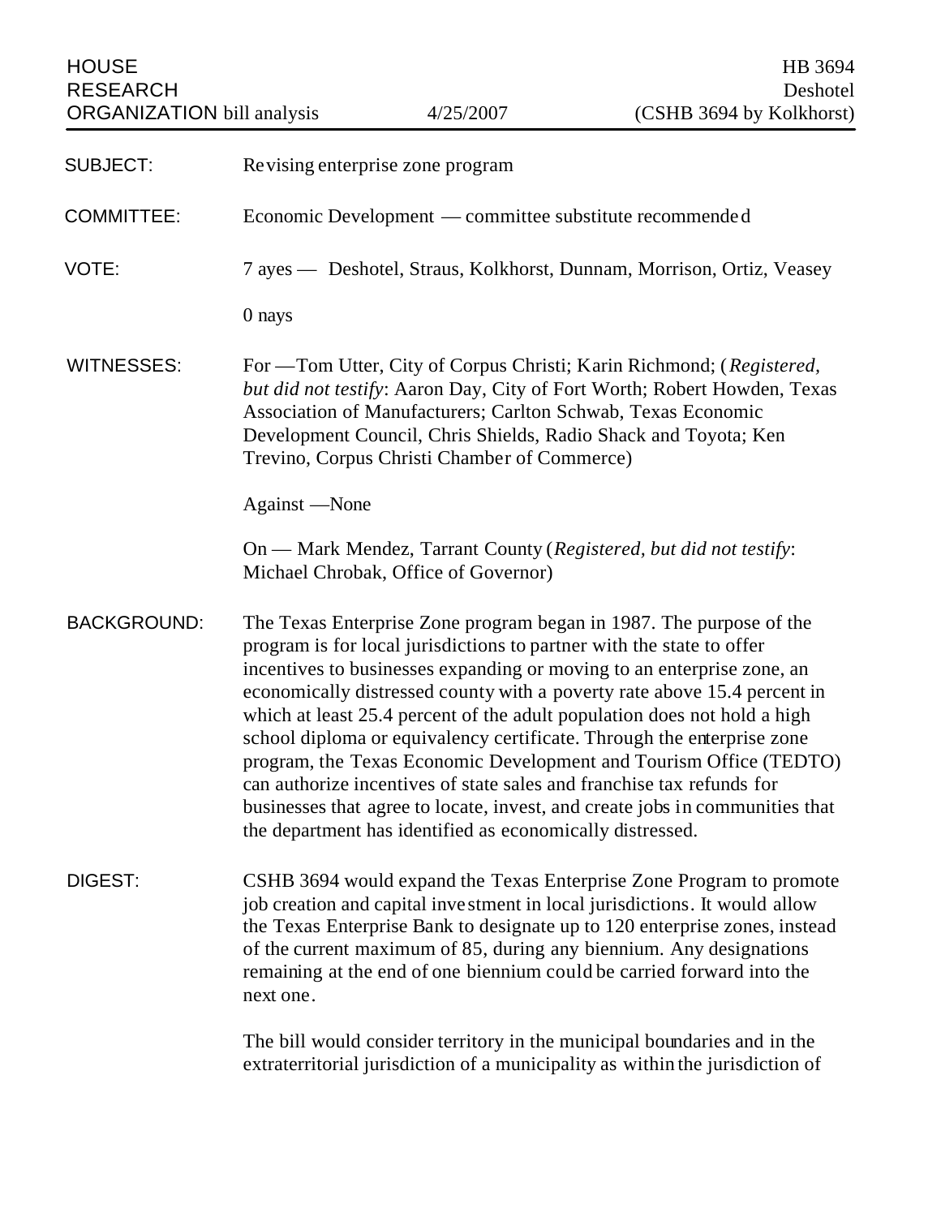HOUSE RESEARCH ORGANIZATION bill analysis | 4/25/2007 | HB 3694 Deshotel (CSHB 3694 by Kolkhorst)

**SUBJECT:** Revising enterprise zone program

**COMMITTEE:** Economic Development — committee substitute recommended

**VOTE:** 7 ayes — Deshotel, Straus, Kolkhorst, Dunnam, Morrison, Ortiz, Veasey

0 nays

**WITNESSES:** For —Tom Utter, City of Corpus Christi; Karin Richmond; (*Registered, but did not testify*: Aaron Day, City of Fort Worth; Robert Howden, Texas Association of Manufacturers; Carlton Schwab, Texas Economic Development Council, Chris Shields, Radio Shack and Toyota; Ken Trevino, Corpus Christi Chamber of Commerce)

Against —None

On — Mark Mendez, Tarrant County (*Registered, but did not testify*: Michael Chrobak, Office of Governor)

**BACKGROUND:** The Texas Enterprise Zone program began in 1987. The purpose of the program is for local jurisdictions to partner with the state to offer incentives to businesses expanding or moving to an enterprise zone, an economically distressed county with a poverty rate above 15.4 percent in which at least 25.4 percent of the adult population does not hold a high school diploma or equivalency certificate. Through the enterprise zone program, the Texas Economic Development and Tourism Office (TEDTO) can authorize incentives of state sales and franchise tax refunds for businesses that agree to locate, invest, and create jobs in communities that the department has identified as economically distressed.

**DIGEST:** CSHB 3694 would expand the Texas Enterprise Zone Program to promote job creation and capital investment in local jurisdictions. It would allow the Texas Enterprise Bank to designate up to 120 enterprise zones, instead of the current maximum of 85, during any biennium. Any designations remaining at the end of one biennium could be carried forward into the next one.

The bill would consider territory in the municipal boundaries and in the extraterritorial jurisdiction of a municipality as within the jurisdiction of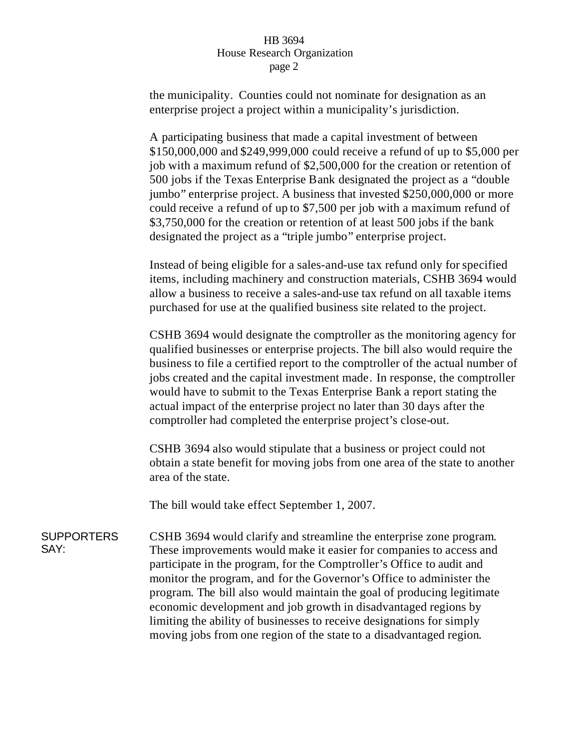the municipality. Counties could not nominate for designation as an enterprise project a project within a municipality's jurisdiction.

A participating business that made a capital investment of between $150,000,000 and $249,999,000 could receive a refund of up to $5,000 per job with a maximum refund of $2,500,000 for the creation or retention of 500 jobs if the Texas Enterprise Bank designated the project as a "double jumbo" enterprise project. A business that invested $250,000,000 or more could receive a refund of up to $7,500 per job with a maximum refund of $3,750,000 for the creation or retention of at least 500 jobs if the bank designated the project as a "triple jumbo" enterprise project.

Instead of being eligible for a sales-and-use tax refund only for specified items, including machinery and construction materials, CSHB 3694 would allow a business to receive a sales-and-use tax refund on all taxable items purchased for use at the qualified business site related to the project.

CSHB 3694 would designate the comptroller as the monitoring agency for qualified businesses or enterprise projects. The bill also would require the business to file a certified report to the comptroller of the actual number of jobs created and the capital investment made. In response, the comptroller would have to submit to the Texas Enterprise Bank a report stating the actual impact of the enterprise project no later than 30 days after the comptroller had completed the enterprise project's close-out.

CSHB 3694 also would stipulate that a business or project could not obtain a state benefit for moving jobs from one area of the state to another area of the state.

The bill would take effect September 1, 2007.

**SUPPORTERS SAY:**

CSHB 3694 would clarify and streamline the enterprise zone program. These improvements would make it easier for companies to access and participate in the program, for the Comptroller's Office to audit and monitor the program, and for the Governor's Office to administer the program. The bill also would maintain the goal of producing legitimate economic development and job growth in disadvantaged regions by limiting the ability of businesses to receive designations for simply moving jobs from one region of the state to a disadvantaged region.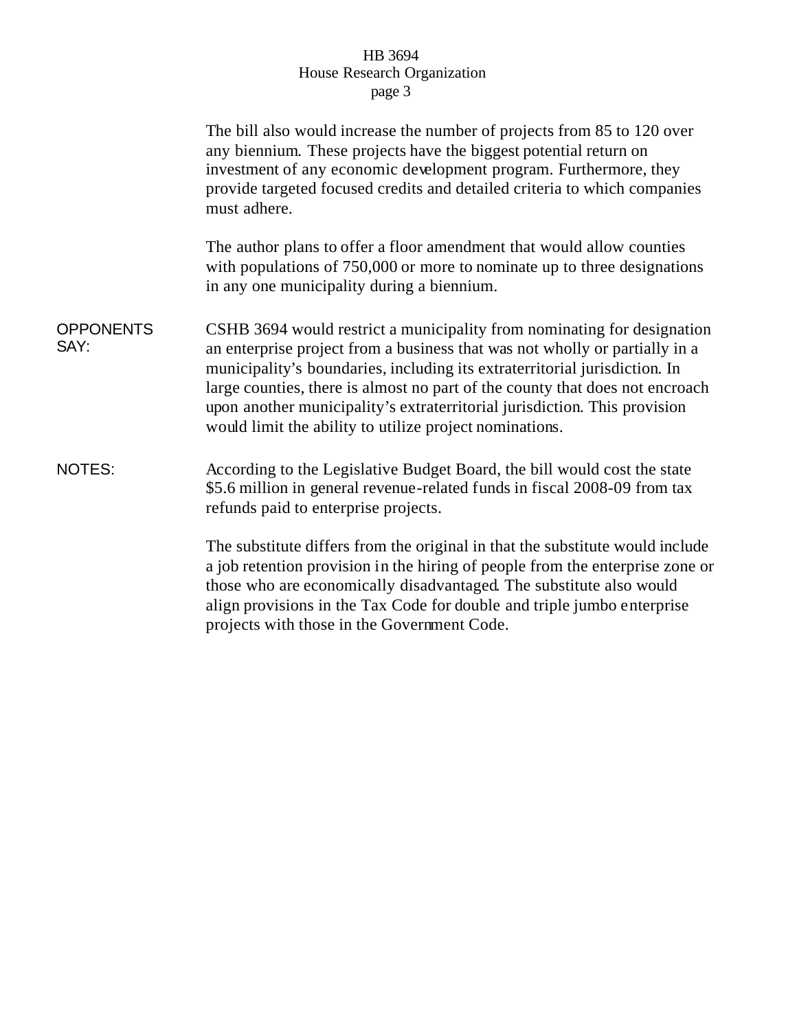The bill also would increase the number of projects from 85 to 120 over any biennium. These projects have the biggest potential return on investment of any economic development program. Furthermore, they provide targeted focused credits and detailed criteria to which companies must adhere.

The author plans to offer a floor amendment that would allow counties with populations of 750,000 or more to nominate up to three designations in any one municipality during a biennium.

**OPPONENTS SAY:**

CSHB 3694 would restrict a municipality from nominating for designation an enterprise project from a business that was not wholly or partially in a municipality's boundaries, including its extraterritorial jurisdiction. In large counties, there is almost no part of the county that does not encroach upon another municipality's extraterritorial jurisdiction. This provision would limit the ability to utilize project nominations.

**NOTES:**

According to the Legislative Budget Board, the bill would cost the state $5.6 million in general revenue-related funds in fiscal 2008-09 from tax refunds paid to enterprise projects.

The substitute differs from the original in that the substitute would include a job retention provision in the hiring of people from the enterprise zone or those who are economically disadvantaged. The substitute also would align provisions in the Tax Code for double and triple jumbo enterprise projects with those in the Government Code.